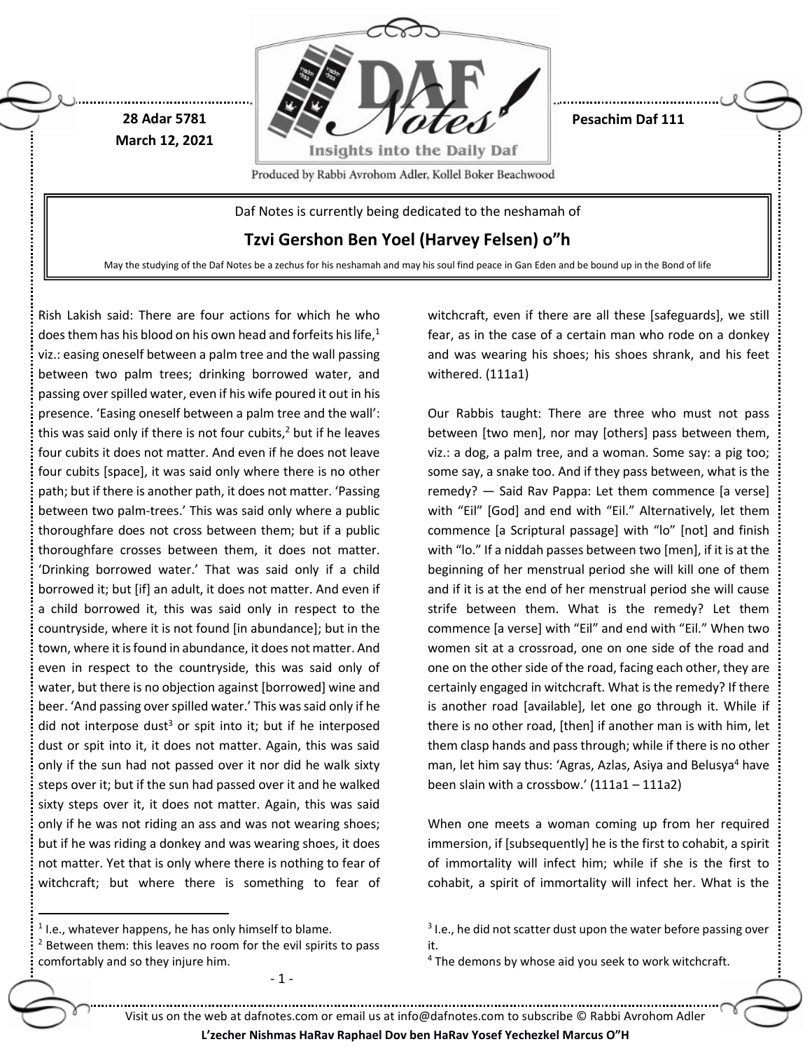28 Adar 5781
March 12, 2021

Pesachim Daf 111

Produced by Rabbi Avrohom Adler, Kollel Boker Beachwood

Daf Notes is currently being dedicated to the neshamah of

**Tzvi Gershon Ben Yoel (Harvey Felsen) o"h**

May the studying of the Daf Notes be a zechus for his neshamah and may his soul find peace in Gan Eden and be bound up in the Bond of life

Rish Lakish said: There are four actions for which he who does them has his blood on his own head and forfeits his life,[1] viz.: easing oneself between a palm tree and the wall passing between two palm trees; drinking borrowed water, and passing over spilled water, even if his wife poured it out in his presence. 'Easing oneself between a palm tree and the wall': this was said only if there is not four cubits,[2] but if he leaves four cubits it does not matter. And even if he does not leave four cubits [space], it was said only where there is no other path; but if there is another path, it does not matter. 'Passing between two palm-trees.' This was said only where a public thoroughfare does not cross between them; but if a public thoroughfare crosses between them, it does not matter. 'Drinking borrowed water.' That was said only if a child borrowed it; but [if] an adult, it does not matter. And even if a child borrowed it, this was said only in respect to the countryside, where it is not found [in abundance]; but in the town, where it is found in abundance, it does not matter. And even in respect to the countryside, this was said only of water, but there is no objection against [borrowed] wine and beer. 'And passing over spilled water.' This was said only if he did not interpose dust[3] or spit into it; but if he interposed dust or spit into it, it does not matter. Again, this was said only if the sun had not passed over it nor did he walk sixty steps over it; but if the sun had passed over it and he walked sixty steps over it, it does not matter. Again, this was said only if he was not riding an ass and was not wearing shoes; but if he was riding a donkey and was wearing shoes, it does not matter. Yet that is only where there is nothing to fear of witchcraft; but where there is something to fear of witchcraft, even if there are all these [safeguards], we still fear, as in the case of a certain man who rode on a donkey and was wearing his shoes; his shoes shrank, and his feet withered. (111a1)

Our Rabbis taught: There are three who must not pass between [two men], nor may [others] pass between them, viz.: a dog, a palm tree, and a woman. Some say: a pig too; some say, a snake too. And if they pass between, what is the remedy? — Said Rav Pappa: Let them commence [a verse] with "Eil" [God] and end with "Eil." Alternatively, let them commence [a Scriptural passage] with "lo" [not] and finish with "lo." If a niddah passes between two [men], if it is at the beginning of her menstrual period she will kill one of them and if it is at the end of her menstrual period she will cause strife between them. What is the remedy? Let them commence [a verse] with "Eil" and end with "Eil." When two women sit at a crossroad, one on one side of the road and one on the other side of the road, facing each other, they are certainly engaged in witchcraft. What is the remedy? If there is another road [available], let one go through it. While if there is no other road, [then] if another man is with him, let them clasp hands and pass through; while if there is no other man, let him say thus: 'Agras, Azlas, Asiya and Belusya[4] have been slain with a crossbow.' (111a1 – 111a2)

When one meets a woman coming up from her required immersion, if [subsequently] he is the first to cohabit, a spirit of immortality will infect him; while if she is the first to cohabit, a spirit of immortality will infect her. What is the

---

[1] I.e., whatever happens, he has only himself to blame.

[2] Between them: this leaves no room for the evil spirits to pass comfortably and so they injure him.

[3] I.e., he did not scatter dust upon the water before passing over it.

[4] The demons by whose aid you seek to work witchcraft.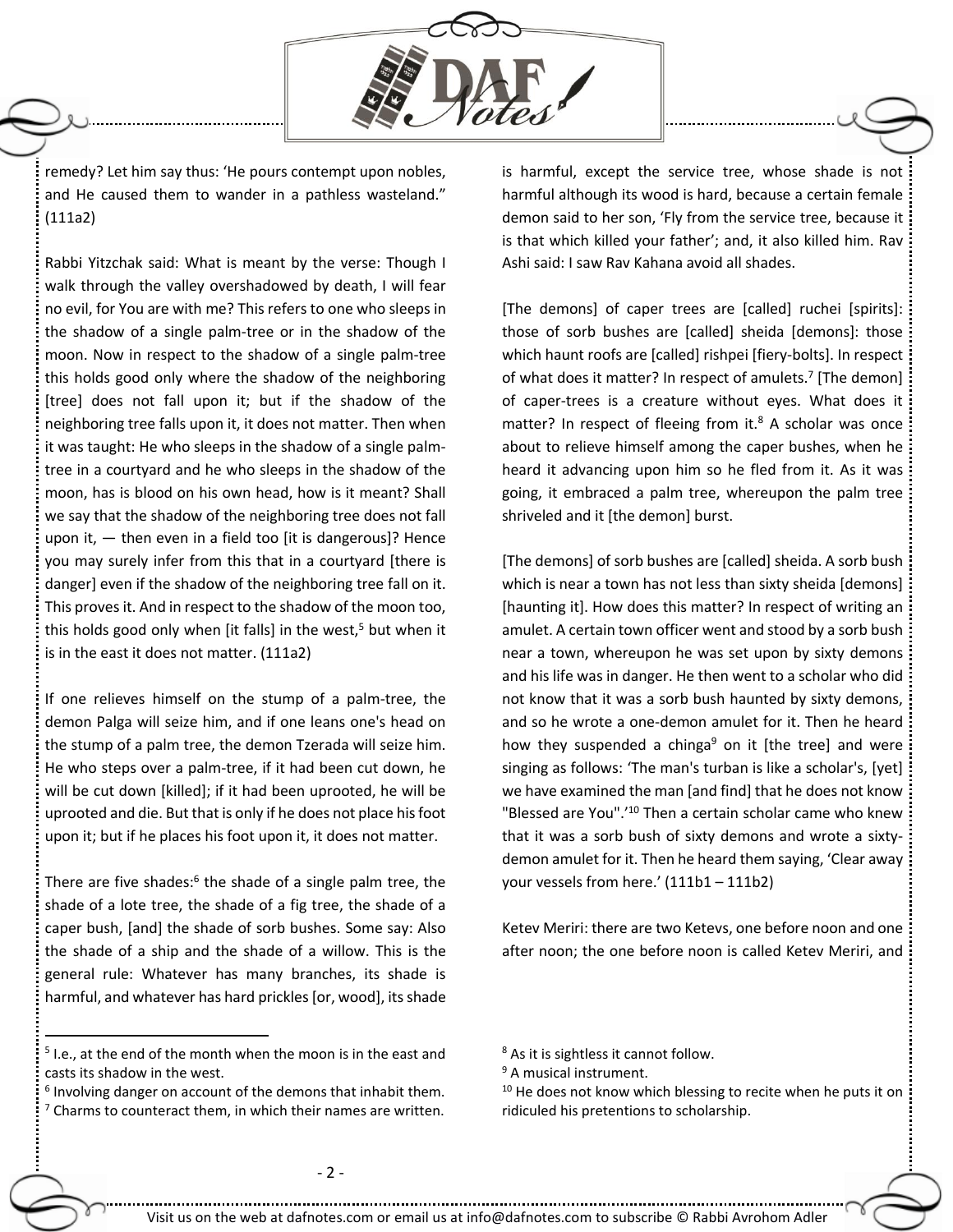remedy? Let him say thus: 'He pours contempt upon nobles, and He caused them to wander in a pathless wasteland." (111a2)

Rabbi Yitzchak said: What is meant by the verse: Though I walk through the valley overshadowed by death, I will fear no evil, for You are with me? This refers to one who sleeps in the shadow of a single palm-tree or in the shadow of the moon. Now in respect to the shadow of a single palm-tree this holds good only where the shadow of the neighboring [tree] does not fall upon it; but if the shadow of the neighboring tree falls upon it, it does not matter. Then when it was taught: He who sleeps in the shadow of a single palm-tree in a courtyard and he who sleeps in the shadow of the moon, has is blood on his own head, how is it meant? Shall we say that the shadow of the neighboring tree does not fall upon it, — then even in a field too [it is dangerous]? Hence you may surely infer from this that in a courtyard [there is danger] even if the shadow of the neighboring tree fall on it. This proves it. And in respect to the shadow of the moon too, this holds good only when [it falls] in the west,[5] but when it is in the east it does not matter. (111a2)

If one relieves himself on the stump of a palm-tree, the demon Palga will seize him, and if one leans one's head on the stump of a palm tree, the demon Tzerada will seize him. He who steps over a palm-tree, if it had been cut down, he will be cut down [killed]; if it had been uprooted, he will be uprooted and die. But that is only if he does not place his foot upon it; but if he places his foot upon it, it does not matter.

There are five shades:[6] the shade of a single palm tree, the shade of a lote tree, the shade of a fig tree, the shade of a caper bush, [and] the shade of sorb bushes. Some say: Also the shade of a ship and the shade of a willow. This is the general rule: Whatever has many branches, its shade is harmful, and whatever has hard prickles [or, wood], its shade is harmful, except the service tree, whose shade is not harmful although its wood is hard, because a certain female demon said to her son, 'Fly from the service tree, because it is that which killed your father'; and, it also killed him. Rav Ashi said: I saw Rav Kahana avoid all shades.

[The demons] of caper trees are [called] ruchei [spirits]: those of sorb bushes are [called] sheida [demons]: those which haunt roofs are [called] rishpei [fiery-bolts]. In respect of what does it matter? In respect of amulets.[7] [The demon] of caper-trees is a creature without eyes. What does it matter? In respect of fleeing from it.[8] A scholar was once about to relieve himself among the caper bushes, when he heard it advancing upon him so he fled from it. As it was going, it embraced a palm tree, whereupon the palm tree shriveled and it [the demon] burst.

[The demons] of sorb bushes are [called] sheida. A sorb bush which is near a town has not less than sixty sheida [demons] [haunting it]. How does this matter? In respect of writing an amulet. A certain town officer went and stood by a sorb bush near a town, whereupon he was set upon by sixty demons and his life was in danger. He then went to a scholar who did not know that it was a sorb bush haunted by sixty demons, and so he wrote a one-demon amulet for it. Then he heard how they suspended a chinga[9] on it [the tree] and were singing as follows: 'The man's turban is like a scholar's, [yet] we have examined the man [and find] that he does not know "Blessed are You".'[10] Then a certain scholar came who knew that it was a sorb bush of sixty demons and wrote a sixty-demon amulet for it. Then he heard them saying, 'Clear away your vessels from here.' (111b1 – 111b2)

Ketev Meriri: there are two Ketevs, one before noon and one after noon; the one before noon is called Ketev Meriri, and

---

[5] I.e., at the end of the month when the moon is in the east and casts its shadow in the west.

[6] Involving danger on account of the demons that inhabit them.

[7] Charms to counteract them, in which their names are written.

[8] As it is sightless it cannot follow.

[9] A musical instrument.

[10] He does not know which blessing to recite when he puts it on ridiculed his pretentions to scholarship.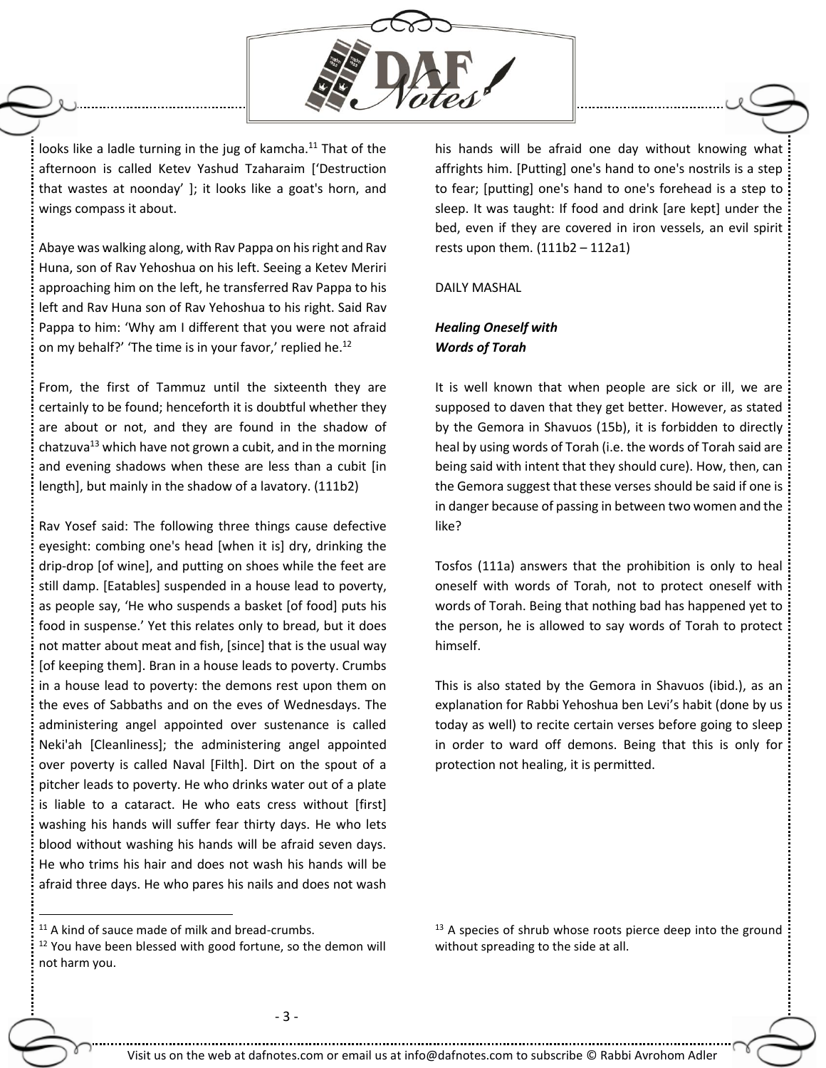looks like a ladle turning in the jug of kamcha.[11] That of the afternoon is called Ketev Yashud Tzaharaim ['Destruction that wastes at noonday' ]; it looks like a goat's horn, and wings compass it about.

Abaye was walking along, with Rav Pappa on his right and Rav Huna, son of Rav Yehoshua on his left. Seeing a Ketev Meriri approaching him on the left, he transferred Rav Pappa to his left and Rav Huna son of Rav Yehoshua to his right. Said Rav Pappa to him: 'Why am I different that you were not afraid on my behalf?' 'The time is in your favor,' replied he.[12]

From, the first of Tammuz until the sixteenth they are certainly to be found; henceforth it is doubtful whether they are about or not, and they are found in the shadow of chatzuva[13] which have not grown a cubit, and in the morning and evening shadows when these are less than a cubit [in length], but mainly in the shadow of a lavatory. (111b2)

Rav Yosef said: The following three things cause defective eyesight: combing one's head [when it is] dry, drinking the drip-drop [of wine], and putting on shoes while the feet are still damp. [Eatables] suspended in a house lead to poverty, as people say, 'He who suspends a basket [of food] puts his food in suspense.' Yet this relates only to bread, but it does not matter about meat and fish, [since] that is the usual way [of keeping them]. Bran in a house leads to poverty. Crumbs in a house lead to poverty: the demons rest upon them on the eves of Sabbaths and on the eves of Wednesdays. The administering angel appointed over sustenance is called Neki'ah [Cleanliness]; the administering angel appointed over poverty is called Naval [Filth]. Dirt on the spout of a pitcher leads to poverty. He who drinks water out of a plate is liable to a cataract. He who eats cress without [first] washing his hands will suffer fear thirty days. He who lets blood without washing his hands will be afraid seven days. He who trims his hair and does not wash his hands will be afraid three days. He who pares his nails and does not wash his hands will be afraid one day without knowing what affrights him. [Putting] one's hand to one's nostrils is a step to fear; [putting] one's hand to one's forehead is a step to sleep. It was taught: If food and drink [are kept] under the bed, even if they are covered in iron vessels, an evil spirit rests upon them. (111b2 – 112a1)

DAILY MASHAL

***Healing Oneself with Words of Torah***

It is well known that when people are sick or ill, we are supposed to daven that they get better. However, as stated by the Gemora in Shavuos (15b), it is forbidden to directly heal by using words of Torah (i.e. the words of Torah said are being said with intent that they should cure). How, then, can the Gemora suggest that these verses should be said if one is in danger because of passing in between two women and the like?

Tosfos (111a) answers that the prohibition is only to heal oneself with words of Torah, not to protect oneself with words of Torah. Being that nothing bad has happened yet to the person, he is allowed to say words of Torah to protect himself.

This is also stated by the Gemora in Shavuos (ibid.), as an explanation for Rabbi Yehoshua ben Levi's habit (done by us today as well) to recite certain verses before going to sleep in order to ward off demons. Being that this is only for protection not healing, it is permitted.

---

[11] A kind of sauce made of milk and bread-crumbs.

[12] You have been blessed with good fortune, so the demon will not harm you.

[13] A species of shrub whose roots pierce deep into the ground without spreading to the side at all.